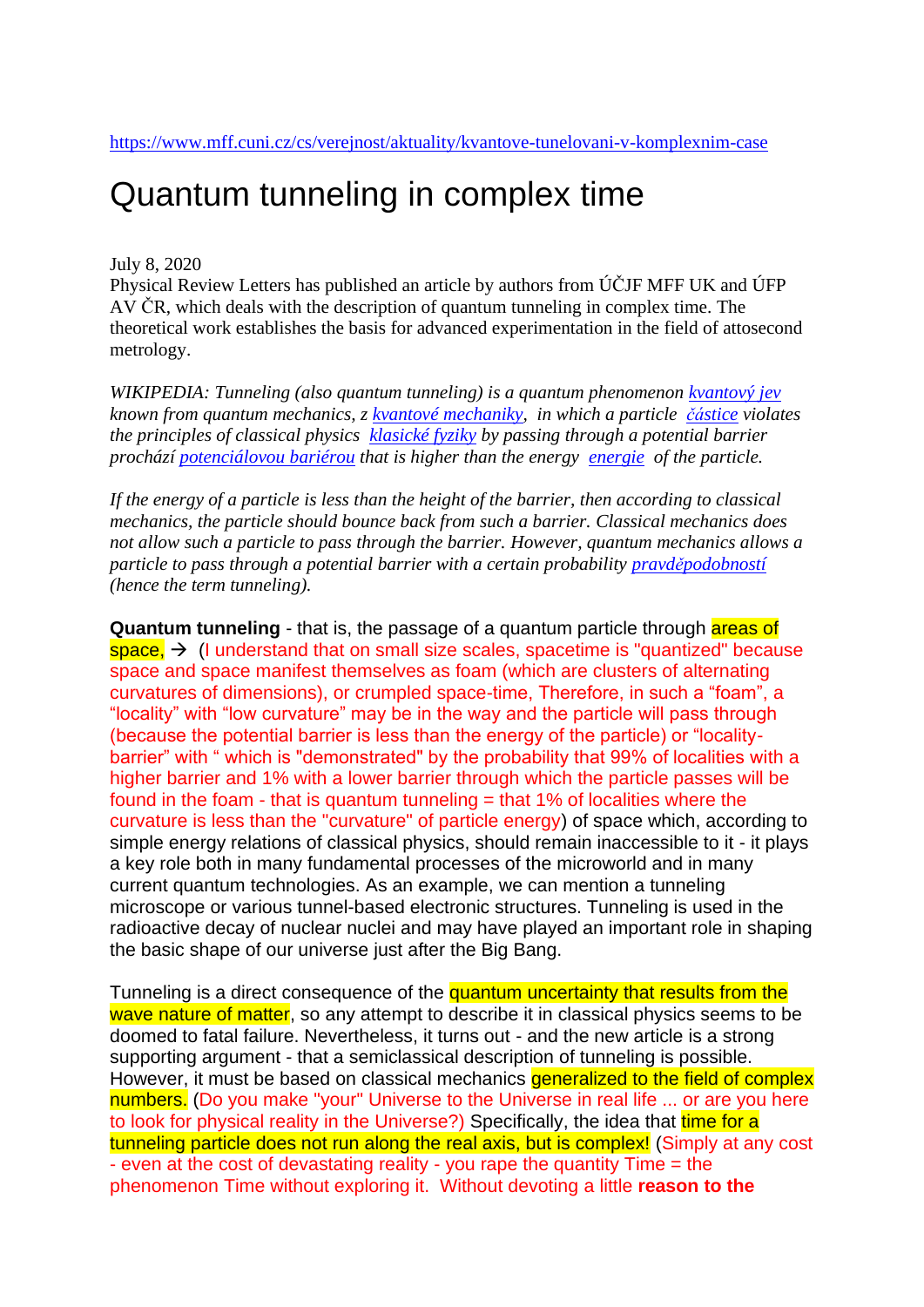https://www.mff.cuni.cz/cs/verejnost/aktuality/kvantove-tunelovani-v-komplexnim-case

# Quantum tunneling in complex time

July 8, 2020
Physical Review Letters has published an article by authors from ÚČJF MFF UK and ÚFP AV ČR, which deals with the description of quantum tunneling in complex time. The theoretical work establishes the basis for advanced experimentation in the field of attosecond metrology.

*WIKIPEDIA: Tunneling (also quantum tunneling) is a quantum phenomenon [kvantový jev](#) known from quantum mechanics, z [kvantové mechaniky](#), in which a particle [částice](#) violates the principles of classical physics [klasické fyziky](#) by passing through a potential barrier prochází [potenciálovou bariérou](#) that is higher than the energy [energie](#) of the particle.*

*If the energy of a particle is less than the height of the barrier, then according to classical mechanics, the particle should bounce back from such a barrier. Classical mechanics does not allow such a particle to pass through the barrier. However, quantum mechanics allows a particle to pass through a potential barrier with a certain probability [pravděpodobností](#) (hence the term tunneling).*

**Quantum tunneling** - that is, the passage of a quantum particle through areas of space, → (I understand that on small size scales, spacetime is "quantized" because space and space manifest themselves as foam (which are clusters of alternating curvatures of dimensions), or crumpled space-time, Therefore, in such a "foam", a "locality" with "low curvature" may be in the way and the particle will pass through (because the potential barrier is less than the energy of the particle) or "locality-barrier" with " which is "demonstrated" by the probability that 99% of localities with a higher barrier and 1% with a lower barrier through which the particle passes will be found in the foam - that is quantum tunneling = that 1% of localities where the curvature is less than the "curvature" of particle energy) of space which, according to simple energy relations of classical physics, should remain inaccessible to it - it plays a key role both in many fundamental processes of the microworld and in many current quantum technologies. As an example, we can mention a tunneling microscope or various tunnel-based electronic structures. Tunneling is used in the radioactive decay of nuclear nuclei and may have played an important role in shaping the basic shape of our universe just after the Big Bang.

Tunneling is a direct consequence of the quantum uncertainty that results from the wave nature of matter, so any attempt to describe it in classical physics seems to be doomed to fatal failure. Nevertheless, it turns out - and the new article is a strong supporting argument - that a semiclassical description of tunneling is possible. However, it must be based on classical mechanics generalized to the field of complex numbers. (Do you make "your" Universe to the Universe in real life ... or are you here to look for physical reality in the Universe?) Specifically, the idea that time for a tunneling particle does not run along the real axis, but is complex! (Simply at any cost - even at the cost of devastating reality - you rape the quantity Time = the phenomenon Time without exploring it. Without devoting a little **reason to the**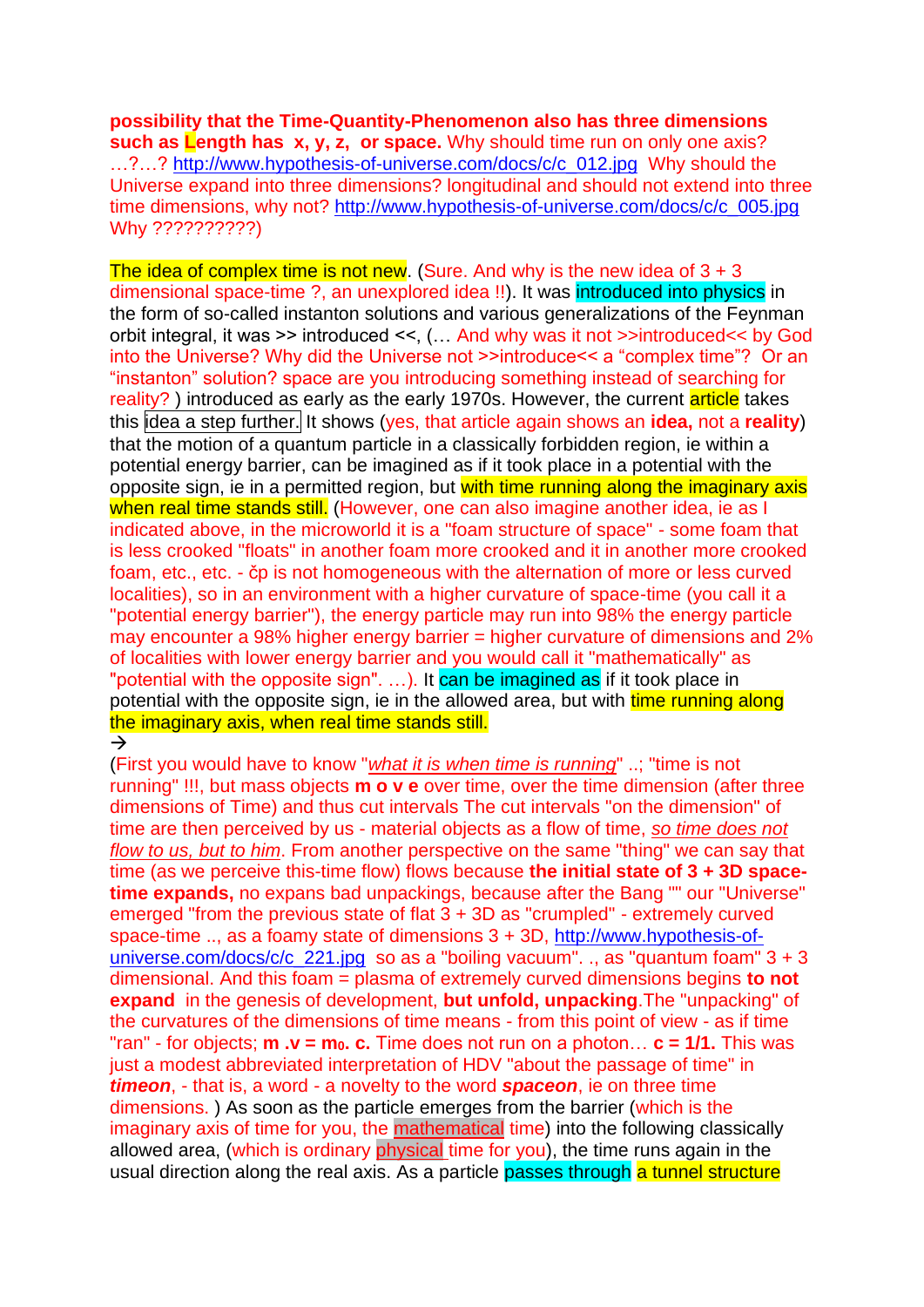**possibility that the Time-Quantity-Phenomenon also has three dimensions such as Length has x, y, z, or space.** Why should time run on only one axis? …?…? http://www.hypothesis-of-universe.com/docs/c/c_012.jpg Why should the Universe expand into three dimensions? longitudinal and should not extend into three time dimensions, why not? http://www.hypothesis-of-universe.com/docs/c/c_005.jpg Why ??????????)

The idea of complex time is not new. (Sure. And why is the new idea of 3 + 3 dimensional space-time ?, an unexplored idea !!). It was introduced into physics in the form of so-called instanton solutions and various generalizations of the Feynman orbit integral, it was >> introduced <<, (… And why was it not >>introduced<< by God into the Universe? Why did the Universe not >>introduce<< a "complex time"? Or an "instanton" solution? space are you introducing something instead of searching for reality? ) introduced as early as the early 1970s. However, the current article takes this idea a step further. It shows (yes, that article again shows an **idea,** not a **reality**) that the motion of a quantum particle in a classically forbidden region, ie within a potential energy barrier, can be imagined as if it took place in a potential with the opposite sign, ie in a permitted region, but with time running along the imaginary axis when real time stands still. (However, one can also imagine another idea, ie as I indicated above, in the microworld it is a "foam structure of space" - some foam that is less crooked "floats" in another foam more crooked and it in another more crooked foam, etc., etc. - čp is not homogeneous with the alternation of more or less curved localities), so in an environment with a higher curvature of space-time (you call it a "potential energy barrier"), the energy particle may run into 98% the energy particle may encounter a 98% higher energy barrier = higher curvature of dimensions and 2% of localities with lower energy barrier and you would call it "mathematically" as "potential with the opposite sign". …). It can be imagined as if it took place in potential with the opposite sign, ie in the allowed area, but with time running along the imaginary axis, when real time stands still.

→

(First you would have to know "*what it is when time is running*" ..; "time is not running" !!!, but mass objects **m o v e** over the time dimension (after three dimensions of Time) and thus cut intervals The cut intervals "on the dimension" of time are then perceived by us - material objects as a flow of time, *so time does not flow to us, but to him*. From another perspective on the same "thing" we can say that time (as we perceive this-time flow) flows because **the initial state of 3 + 3D space-time expands,** no expans bad unpackings, because after the Bang "" our "Universe" emerged "from the previous state of flat 3 + 3D as "crumpled" - extremely curved space-time .., as a foamy state of dimensions 3 + 3D, http://www.hypothesis-of-universe.com/docs/c/c_221.jpg so as a "boiling vacuum". ., as "quantum foam" 3 + 3 dimensional. And this foam = plasma of extremely curved dimensions begins **to not expand** in the genesis of development, **but unfold, unpacking**.The "unpacking" of the curvatures of the dimensions of time means - from this point of view - as if time "ran" - for objects; **m .v = m₀. c.** Time does not run on a photon… **c = 1/1.** This was just a modest abbreviated interpretation of HDV "about the passage of time" in ***timeon***, - that is, a word - a novelty to the word ***spaceon***, ie on three time dimensions. ) As soon as the particle emerges from the barrier (which is the imaginary axis of time for you, the mathematical time) into the following classically allowed area, (which is ordinary physical time for you), the time runs again in the usual direction along the real axis. As a particle passes through a tunnel structure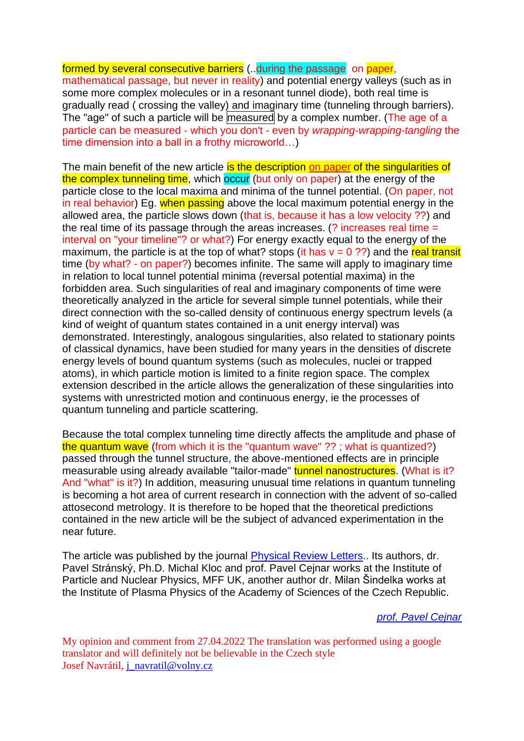formed by several consecutive barriers (..during the passage on paper, mathematical passage, but never in reality) and potential energy valleys (such as in some more complex molecules or in a resonant tunnel diode), both real time is gradually read ( crossing the valley) and imaginary time (tunneling through barriers). The "age" of such a particle will be measured by a complex number. (The age of a particle can be measured - which you don't - even by *wrapping-wrapping-tangling* the time dimension into a ball in a frothy microworld…)

The main benefit of the new article is the description on paper of the singularities of the complex tunneling time, which occur (but only on paper) at the energy of the particle close to the local maxima and minima of the tunnel potential. (On paper, not in real behavior) Eg. when passing above the local maximum potential energy in the allowed area, the particle slows down (that is, because it has a low velocity ??) and the real time of its passage through the areas increases. (? increases real time = interval on "your timeline"? or what?) For energy exactly equal to the energy of the maximum, the particle is at the top of what? stops (it has v = 0 ??) and the real transit time (by what? - on paper?) becomes infinite. The same will apply to imaginary time in relation to local tunnel potential minima (reversal potential maxima) in the forbidden area. Such singularities of real and imaginary components of time were theoretically analyzed in the article for several simple tunnel potentials, while their direct connection with the so-called density of continuous energy spectrum levels (a kind of weight of quantum states contained in a unit energy interval) was demonstrated. Interestingly, analogous singularities, also related to stationary points of classical dynamics, have been studied for many years in the densities of discrete energy levels of bound quantum systems (such as molecules, nuclei or trapped atoms), in which particle motion is limited to a finite region space. The complex extension described in the article allows the generalization of these singularities into systems with unrestricted motion and continuous energy, ie the processes of quantum tunneling and particle scattering.

Because the total complex tunneling time directly affects the amplitude and phase of the quantum wave (from which it is the "quantum wave" ?? ; what is quantized?) passed through the tunnel structure, the above-mentioned effects are in principle measurable using already available "tailor-made" tunnel nanostructures. (What is it? And "what" is it?) In addition, measuring unusual time relations in quantum tunneling is becoming a hot area of current research in connection with the advent of so-called attosecond metrology. It is therefore to be hoped that the theoretical predictions contained in the new article will be the subject of advanced experimentation in the near future.

The article was published by the journal Physical Review Letters.. Its authors, dr. Pavel Stránský, Ph.D. Michal Kloc and prof. Pavel Cejnar works at the Institute of Particle and Nuclear Physics, MFF UK, another author dr. Milan Šindelka works at the Institute of Plasma Physics of the Academy of Sciences of the Czech Republic.

*prof. Pavel Cejnar*

My opinion and comment from 27.04.2022 The translation was performed using a google translator and will definitely not be believable in the Czech style
Josef Navrátil, j_navratil@volny.cz